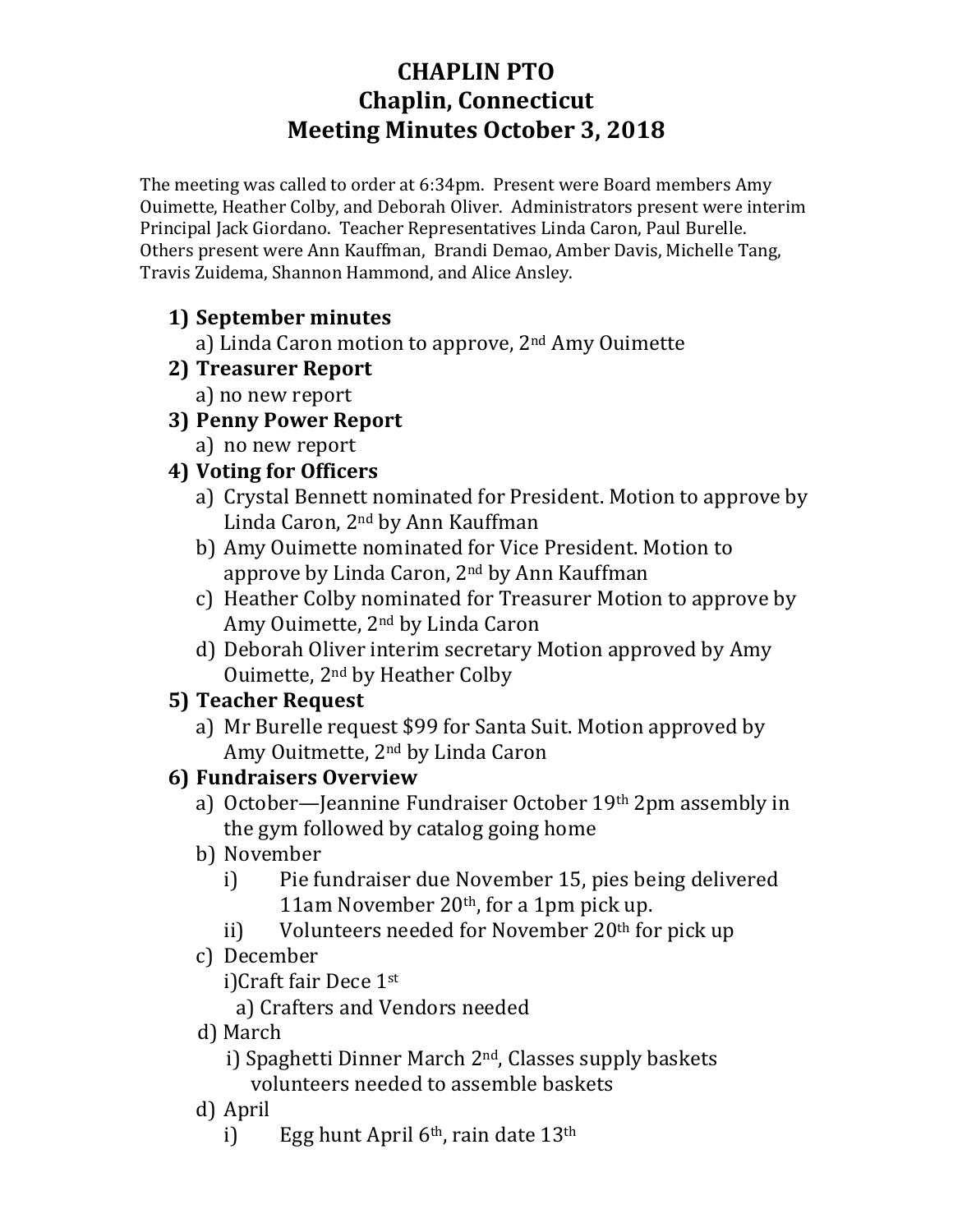**CHAPLIN PTO**
**Chaplin, Connecticut**
**Meeting Minutes October 3, 2018**

The meeting was called to order at 6:34pm. Present were Board members Amy Ouimette, Heather Colby, and Deborah Oliver. Administrators present were interim Principal Jack Giordano. Teacher Representatives Linda Caron, Paul Burelle. Others present were Ann Kauffman, Brandi Demao, Amber Davis, Michelle Tang, Travis Zuidema, Shannon Hammond, and Alice Ansley.

1) **September minutes**
   a) Linda Caron motion to approve, 2nd Amy Ouimette
2) **Treasurer Report**
   a) no new report
3) **Penny Power Report**
   a) no new report
4) **Voting for Officers**
   a) Crystal Bennett nominated for President. Motion to approve by Linda Caron, 2nd by Ann Kauffman
   b) Amy Ouimette nominated for Vice President. Motion to approve by Linda Caron, 2nd by Ann Kauffman
   c) Heather Colby nominated for Treasurer Motion to approve by Amy Ouimette, 2nd by Linda Caron
   d) Deborah Oliver interim secretary Motion approved by Amy Ouimette, 2nd by Heather Colby
5) **Teacher Request**
   a) Mr Burelle request $99 for Santa Suit. Motion approved by Amy Ouitmette, 2nd by Linda Caron
6) **Fundraisers Overview**
   a) October—Jeannine Fundraiser October 19th 2pm assembly in the gym followed by catalog going home
   b) November
      i) Pie fundraiser due November 15, pies being delivered 11am November 20th, for a 1pm pick up.
      ii) Volunteers needed for November 20th for pick up
   c) December
      i) Craft fair Dece 1st
         a) Crafters and Vendors needed
   d) March
      i) Spaghetti Dinner March 2nd, Classes supply baskets volunteers needed to assemble baskets
   d) April
      i) Egg hunt April 6th, rain date 13th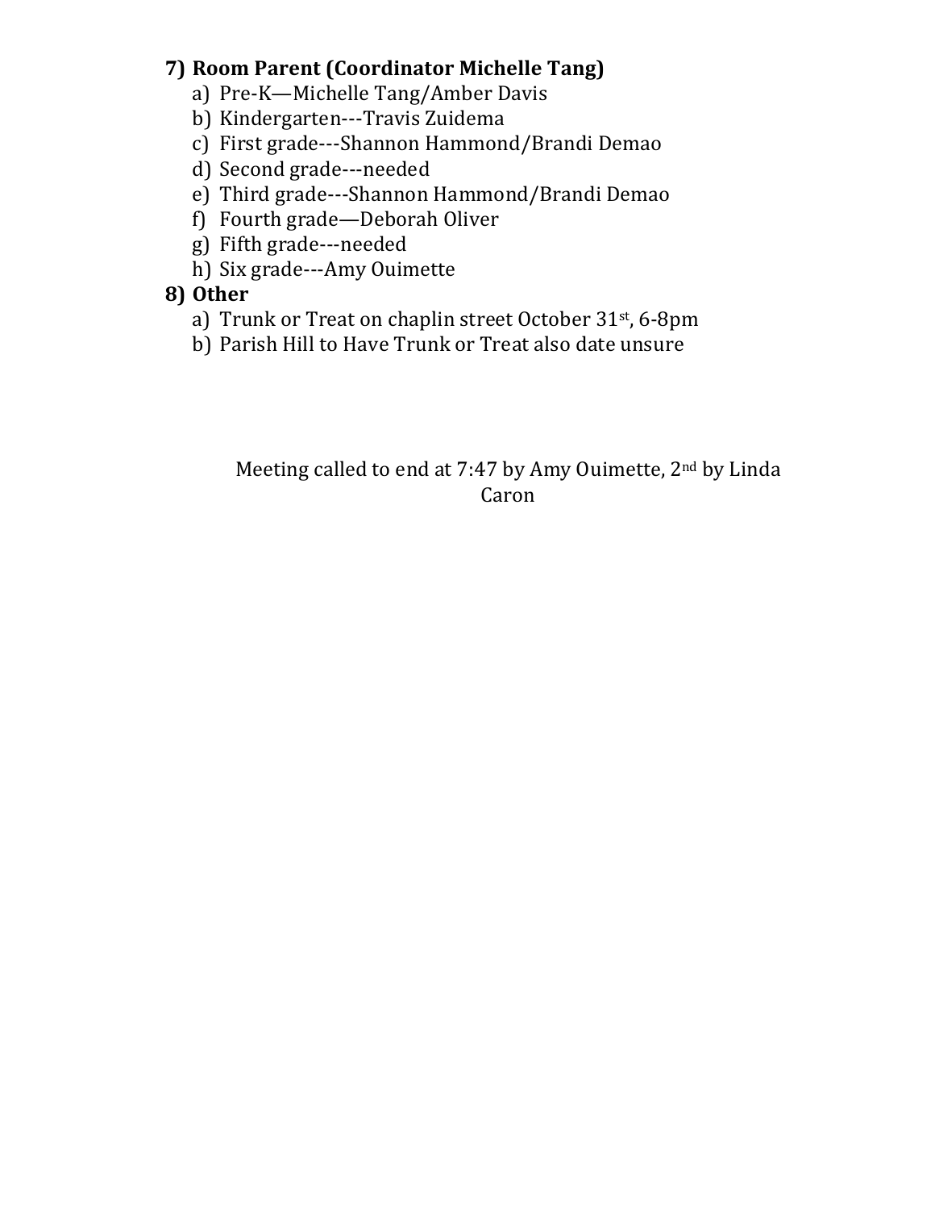**7) Room Parent (Coordinator Michelle Tang)**

a) Pre-K—Michelle Tang/Amber Davis
b) Kindergarten---Travis Zuidema
c) First grade---Shannon Hammond/Brandi Demao
d) Second grade---needed
e) Third grade---Shannon Hammond/Brandi Demao
f) Fourth grade—Deborah Oliver
g) Fifth grade---needed
h) Six grade---Amy Ouimette

**8) Other**

a) Trunk or Treat on chaplin street October 31st, 6-8pm
b) Parish Hill to Have Trunk or Treat also date unsure

Meeting called to end at 7:47 by Amy Ouimette, 2nd by Linda Caron